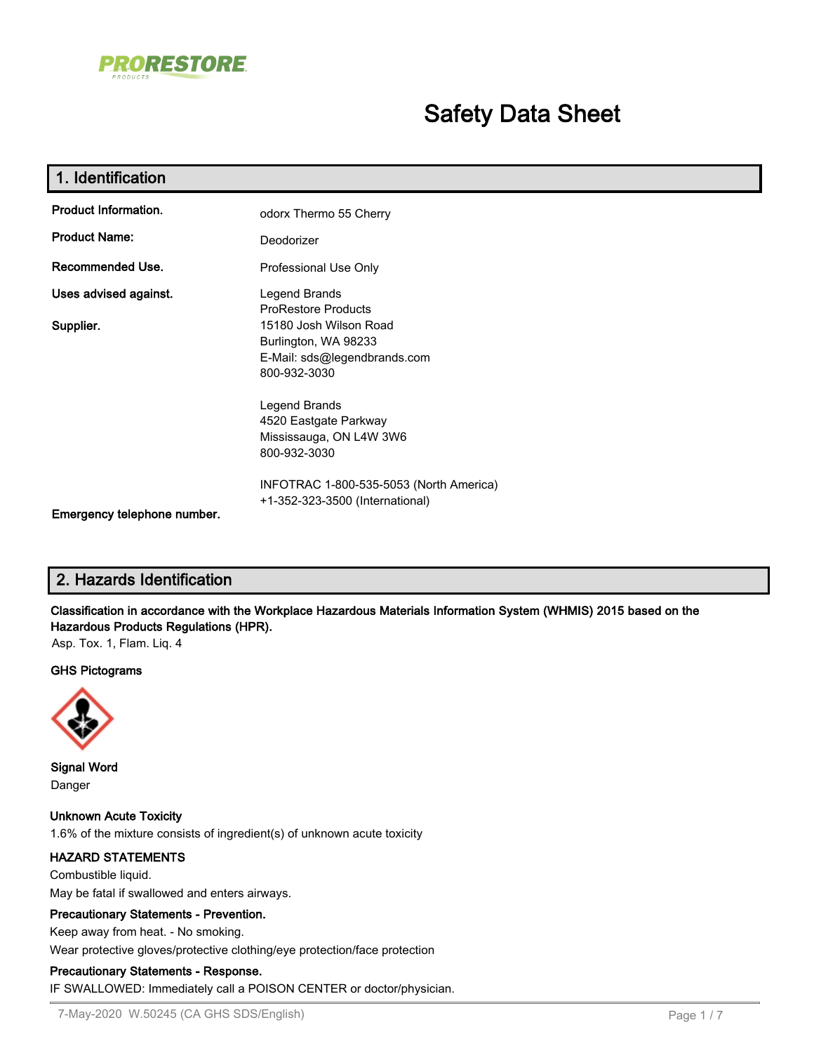PRORESTORE PRODUCTS

# Safety Data Sheet

## 1. Identification

**Product Information.** odorx Thermo 55 Cherry

**Product Name:** Deodorizer

**Recommended Use.** Professional Use Only

**Uses advised against.**

**Supplier.**

Legend Brands
ProRestore Products
15180 Josh Wilson Road
Burlington, WA 98233
E-Mail: sds@legendbrands.com
800-932-3030

Legend Brands
4520 Eastgate Parkway
Mississauga, ON L4W 3W6
800-932-3030

**Emergency telephone number.**

INFOTRAC 1-800-535-5053 (North America)
+1-352-323-3500 (International)

## 2. Hazards Identification

**Classification in accordance with the Workplace Hazardous Materials Information System (WHMIS) 2015 based on the Hazardous Products Regulations (HPR).**

Asp. Tox. 1, Flam. Liq. 4

**GHS Pictograms**

**Signal Word**

Danger

**Unknown Acute Toxicity**

1.6% of the mixture consists of ingredient(s) of unknown acute toxicity

**HAZARD STATEMENTS**

Combustible liquid.

May be fatal if swallowed and enters airways.

**Precautionary Statements - Prevention.**

Keep away from heat. - No smoking.

Wear protective gloves/protective clothing/eye protection/face protection

**Precautionary Statements - Response.**

IF SWALLOWED: Immediately call a POISON CENTER or doctor/physician.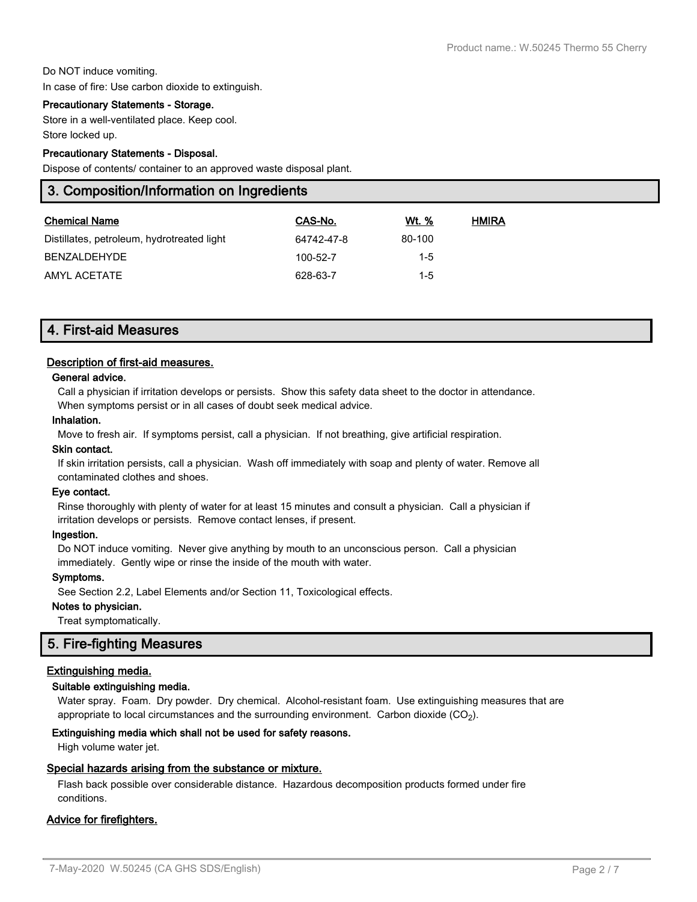Do NOT induce vomiting.

In case of fire: Use carbon dioxide to extinguish.

**Precautionary Statements - Storage.**

Store in a well-ventilated place. Keep cool.

Store locked up.

**Precautionary Statements - Disposal.**

Dispose of contents/ container to an approved waste disposal plant.

## 3. Composition/Information on Ingredients

| Chemical Name | CAS-No. | Wt. % | HMIRA |
|---|---|---|---|
| Distillates, petroleum, hydrotreated light | 64742-47-8 | 80-100 | |
| BENZALDEHYDE | 100-52-7 | 1-5 | |
| AMYL ACETATE | 628-63-7 | 1-5 | |

## 4. First-aid Measures

### Description of first-aid measures.

**General advice.**

Call a physician if irritation develops or persists. Show this safety data sheet to the doctor in attendance. When symptoms persist or in all cases of doubt seek medical advice.

**Inhalation.**

Move to fresh air. If symptoms persist, call a physician. If not breathing, give artificial respiration.

**Skin contact.**

If skin irritation persists, call a physician. Wash off immediately with soap and plenty of water. Remove all contaminated clothes and shoes.

**Eye contact.**

Rinse thoroughly with plenty of water for at least 15 minutes and consult a physician. Call a physician if irritation develops or persists. Remove contact lenses, if present.

**Ingestion.**

Do NOT induce vomiting. Never give anything by mouth to an unconscious person. Call a physician immediately. Gently wipe or rinse the inside of the mouth with water.

**Symptoms.**

See Section 2.2, Label Elements and/or Section 11, Toxicological effects.

**Notes to physician.**

Treat symptomatically.

## 5. Fire-fighting Measures

### Extinguishing media.

**Suitable extinguishing media.**

Water spray. Foam. Dry powder. Dry chemical. Alcohol-resistant foam. Use extinguishing measures that are appropriate to local circumstances and the surrounding environment. Carbon dioxide ($CO_2$).

**Extinguishing media which shall not be used for safety reasons.**

High volume water jet.

### Special hazards arising from the substance or mixture.

Flash back possible over considerable distance. Hazardous decomposition products formed under fire conditions.

### Advice for firefighters.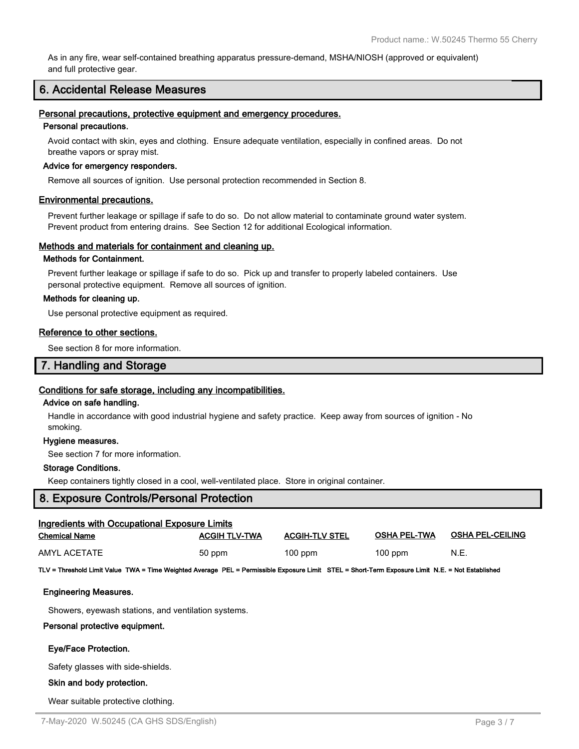As in any fire, wear self-contained breathing apparatus pressure-demand, MSHA/NIOSH (approved or equivalent) and full protective gear.

## 6. Accidental Release Measures

### Personal precautions, protective equipment and emergency procedures.

**Personal precautions.**

Avoid contact with skin, eyes and clothing. Ensure adequate ventilation, especially in confined areas. Do not breathe vapors or spray mist.

**Advice for emergency responders.**

Remove all sources of ignition. Use personal protection recommended in Section 8.

### Environmental precautions.

Prevent further leakage or spillage if safe to do so. Do not allow material to contaminate ground water system. Prevent product from entering drains. See Section 12 for additional Ecological information.

### Methods and materials for containment and cleaning up.

**Methods for Containment.**

Prevent further leakage or spillage if safe to do so. Pick up and transfer to properly labeled containers. Use personal protective equipment. Remove all sources of ignition.

**Methods for cleaning up.**

Use personal protective equipment as required.

### Reference to other sections.

See section 8 for more information.

## 7. Handling and Storage

### Conditions for safe storage, including any incompatibilities.

**Advice on safe handling.**

Handle in accordance with good industrial hygiene and safety practice. Keep away from sources of ignition - No smoking.

**Hygiene measures.**

See section 7 for more information.

**Storage Conditions.**

Keep containers tightly closed in a cool, well-ventilated place. Store in original container.

## 8. Exposure Controls/Personal Protection

### Ingredients with Occupational Exposure Limits

| Chemical Name | ACGIH TLV-TWA | ACGIH-TLV STEL | OSHA PEL-TWA | OSHA PEL-CEILING |
|---|---|---|---|---|
| AMYL ACETATE | 50 ppm | 100 ppm | 100 ppm | N.E. |

**TLV = Threshold Limit Value TWA = Time Weighted Average PEL = Permissible Exposure Limit STEL = Short-Term Exposure Limit N.E. = Not Established**

**Engineering Measures.**

Showers, eyewash stations, and ventilation systems.

**Personal protective equipment.**

**Eye/Face Protection.**

Safety glasses with side-shields.

**Skin and body protection.**

Wear suitable protective clothing.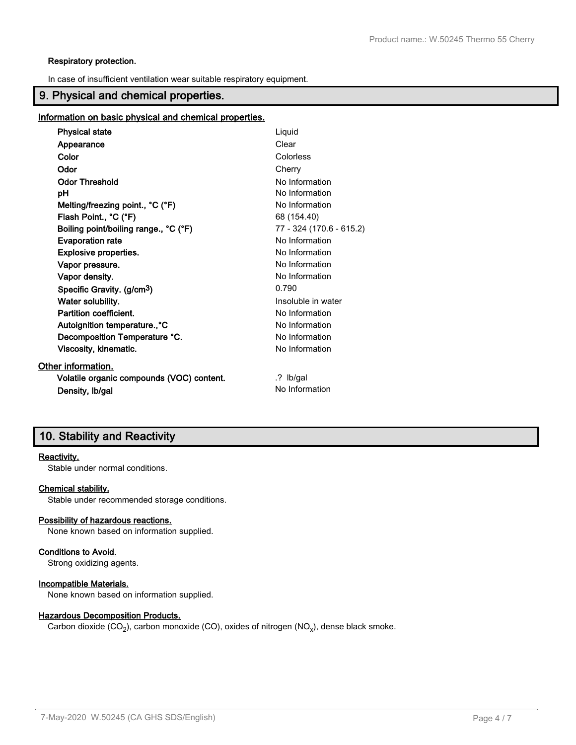**Respiratory protection.**

In case of insufficient ventilation wear suitable respiratory equipment.

## 9. Physical and chemical properties.

**Information on basic physical and chemical properties.**

| Property | Value |
|---|---|
| **Physical state** | Liquid |
| **Appearance** | Clear |
| **Color** | Colorless |
| **Odor** | Cherry |
| **Odor Threshold** | No Information |
| **pH** | No Information |
| **Melting/freezing point., °C (°F)** | No Information |
| **Flash Point., °C (°F)** | 68 (154.40) |
| **Boiling point/boiling range., °C (°F)** | 77 - 324 (170.6 - 615.2) |
| **Evaporation rate** | No Information |
| **Explosive properties.** | No Information |
| **Vapor pressure.** | No Information |
| **Vapor density.** | No Information |
| **Specific Gravity. (g/cm$^3$)** | 0.790 |
| **Water solubility.** | Insoluble in water |
| **Partition coefficient.** | No Information |
| **Autoignition temperature.,°C** | No Information |
| **Decomposition Temperature °C.** | No Information |
| **Viscosity, kinematic.** | No Information |

**Other information.**

| Property | Value |
|---|---|
| **Volatile organic compounds (VOC) content.** | .? lb/gal |
| **Density, lb/gal** | No Information |

## 10. Stability and Reactivity

**Reactivity.**

Stable under normal conditions.

**Chemical stability.**

Stable under recommended storage conditions.

**Possibility of hazardous reactions.**

None known based on information supplied.

**Conditions to Avoid.**

Strong oxidizing agents.

**Incompatible Materials.**

None known based on information supplied.

**Hazardous Decomposition Products.**

Carbon dioxide ($CO_2$), carbon monoxide (CO), oxides of nitrogen ($NO_x$), dense black smoke.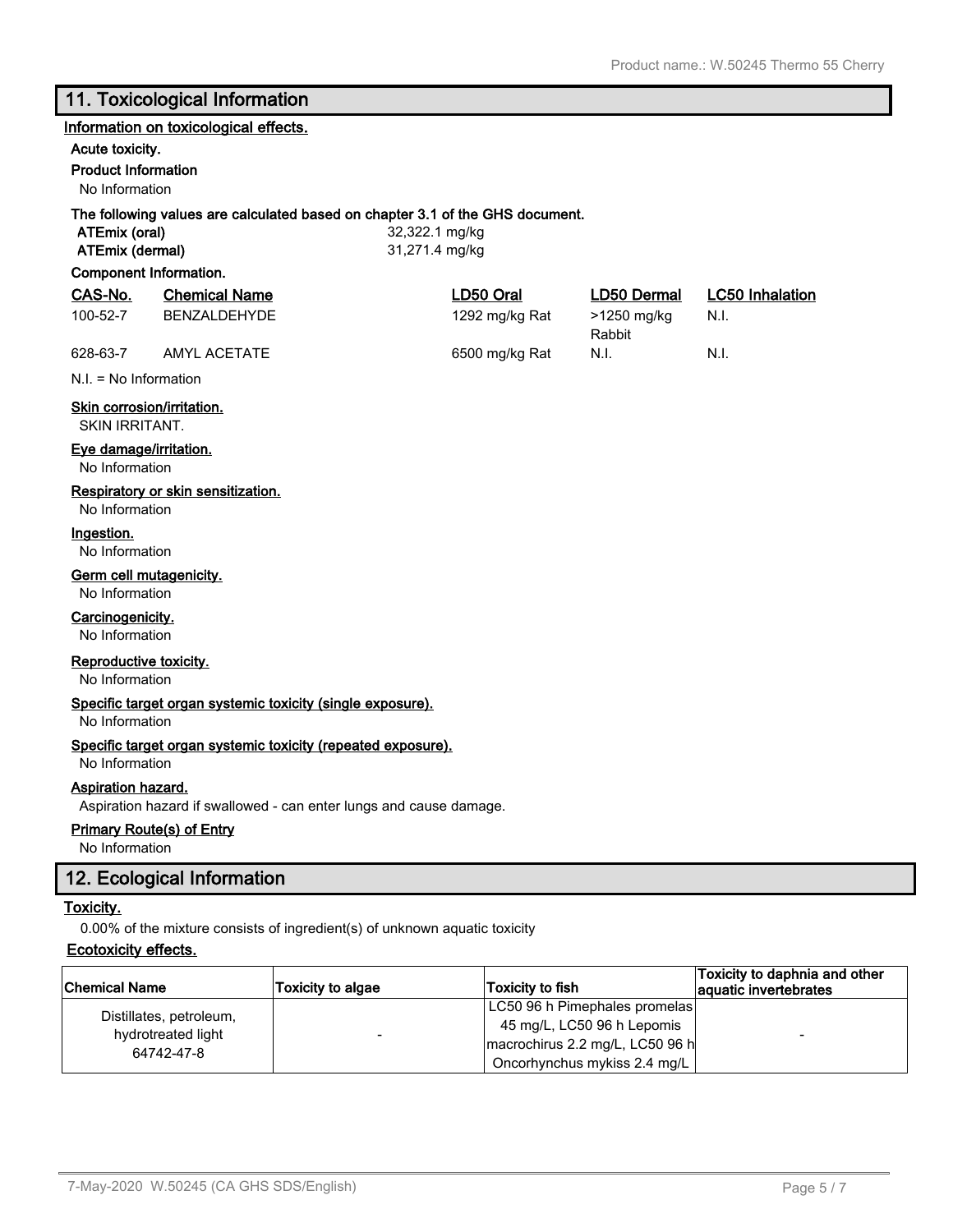## 11. Toxicological Information

**Information on toxicological effects.**

**Acute toxicity.**

**Product Information**

No Information

**The following values are calculated based on chapter 3.1 of the GHS document.**

| | |
|---|---|
| **ATEmix (oral)** | 32,322.1 mg/kg |
| **ATEmix (dermal)** | 31,271.4 mg/kg |

**Component Information.**

| CAS-No. | Chemical Name | LD50 Oral | LD50 Dermal | LC50 Inhalation |
|---|---|---|---|---|
| 100-52-7 | BENZALDEHYDE | 1292 mg/kg Rat | >1250 mg/kg Rabbit | N.I. |
| 628-63-7 | AMYL ACETATE | 6500 mg/kg Rat | N.I. | N.I. |

N.I. = No Information

**Skin corrosion/irritation.**

SKIN IRRITANT.

**Eye damage/irritation.**

No Information

**Respiratory or skin sensitization.**

No Information

**Ingestion.**

No Information

**Germ cell mutagenicity.**

No Information

**Carcinogenicity.**

No Information

**Reproductive toxicity.**

No Information

**Specific target organ systemic toxicity (single exposure).**

No Information

**Specific target organ systemic toxicity (repeated exposure).**

No Information

**Aspiration hazard.**

Aspiration hazard if swallowed - can enter lungs and cause damage.

**Primary Route(s) of Entry**

No Information

## 12. Ecological Information

**Toxicity.**

0.00% of the mixture consists of ingredient(s) of unknown aquatic toxicity

**Ecotoxicity effects.**

| Chemical Name | Toxicity to algae | Toxicity to fish | Toxicity to daphnia and other aquatic invertebrates |
|---|---|---|---|
| Distillates, petroleum, hydrotreated light 64742-47-8 | - | LC50 96 h Pimephales promelas 45 mg/L, LC50 96 h Lepomis macrochirus 2.2 mg/L, LC50 96 h Oncorhynchus mykiss 2.4 mg/L | - |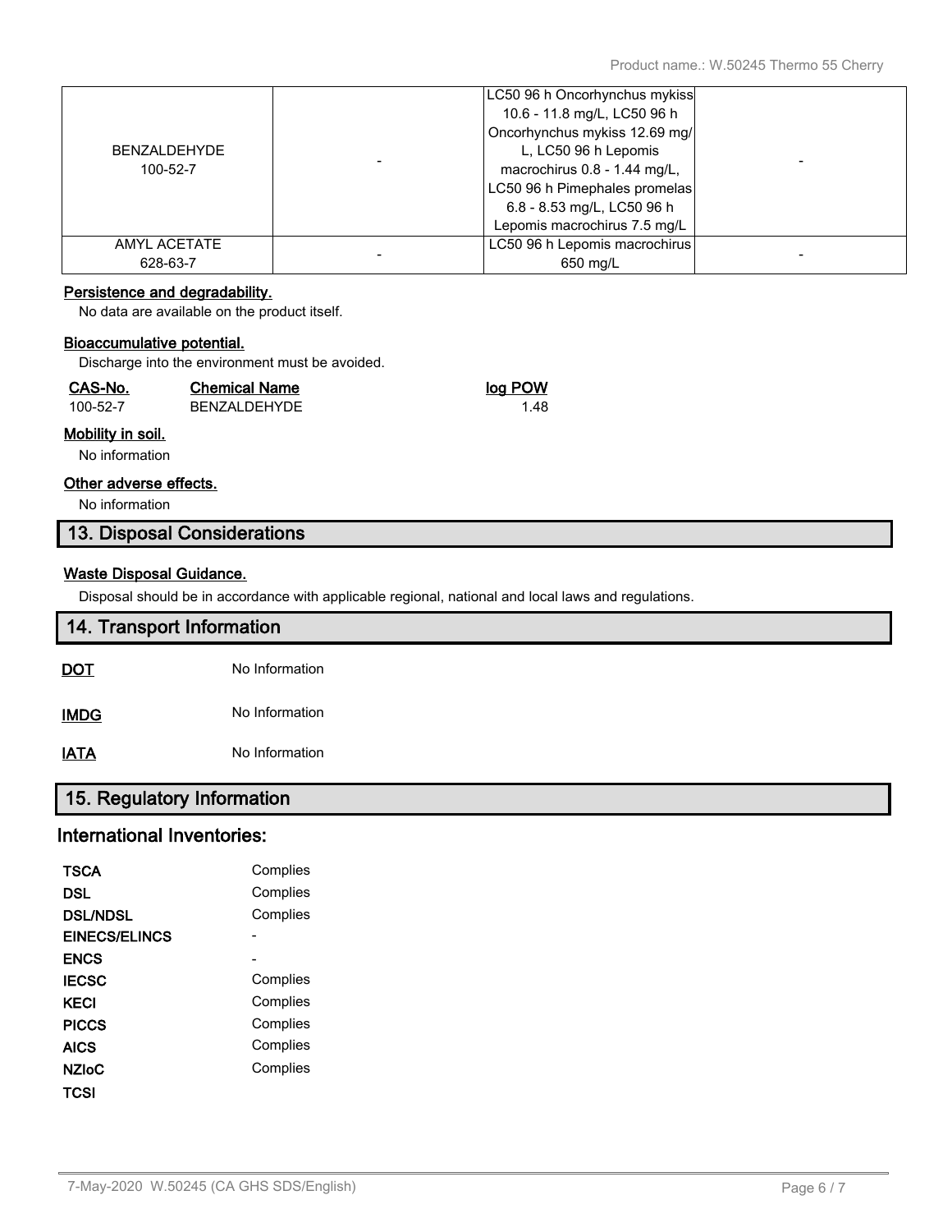| | | | |
|---|---|---|---|
| BENZALDEHYDE<br>100-52-7 | - | LC50 96 h Oncorhynchus mykiss 10.6 - 11.8 mg/L, LC50 96 h Oncorhynchus mykiss 12.69 mg/L, LC50 96 h Lepomis macrochirus 0.8 - 1.44 mg/L, LC50 96 h Pimephales promelas 6.8 - 8.53 mg/L, LC50 96 h Lepomis macrochirus 7.5 mg/L | - |
| AMYL ACETATE<br>628-63-7 | - | LC50 96 h Lepomis macrochirus 650 mg/L | - |

**Persistence and degradability.**

No data are available on the product itself.

**Bioaccumulative potential.**

Discharge into the environment must be avoided.

| CAS-No. | Chemical Name | log POW |
|---|---|---|
| 100-52-7 | BENZALDEHYDE | 1.48 |

**Mobility in soil.**

No information

**Other adverse effects.**

No information

## 13. Disposal Considerations

**Waste Disposal Guidance.**

Disposal should be in accordance with applicable regional, national and local laws and regulations.

## 14. Transport Information

| | |
|---|---|
| **DOT** | No Information |
| **IMDG** | No Information |
| **IATA** | No Information |

## 15. Regulatory Information

### International Inventories:

| | |
|---|---|
| **TSCA** | Complies |
| **DSL** | Complies |
| **DSL/NDSL** | Complies |
| **EINECS/ELINCS** | - |
| **ENCS** | - |
| **IECSC** | Complies |
| **KECI** | Complies |
| **PICCS** | Complies |
| **AICS** | Complies |
| **NZIoC** | Complies |
| **TCSI** | |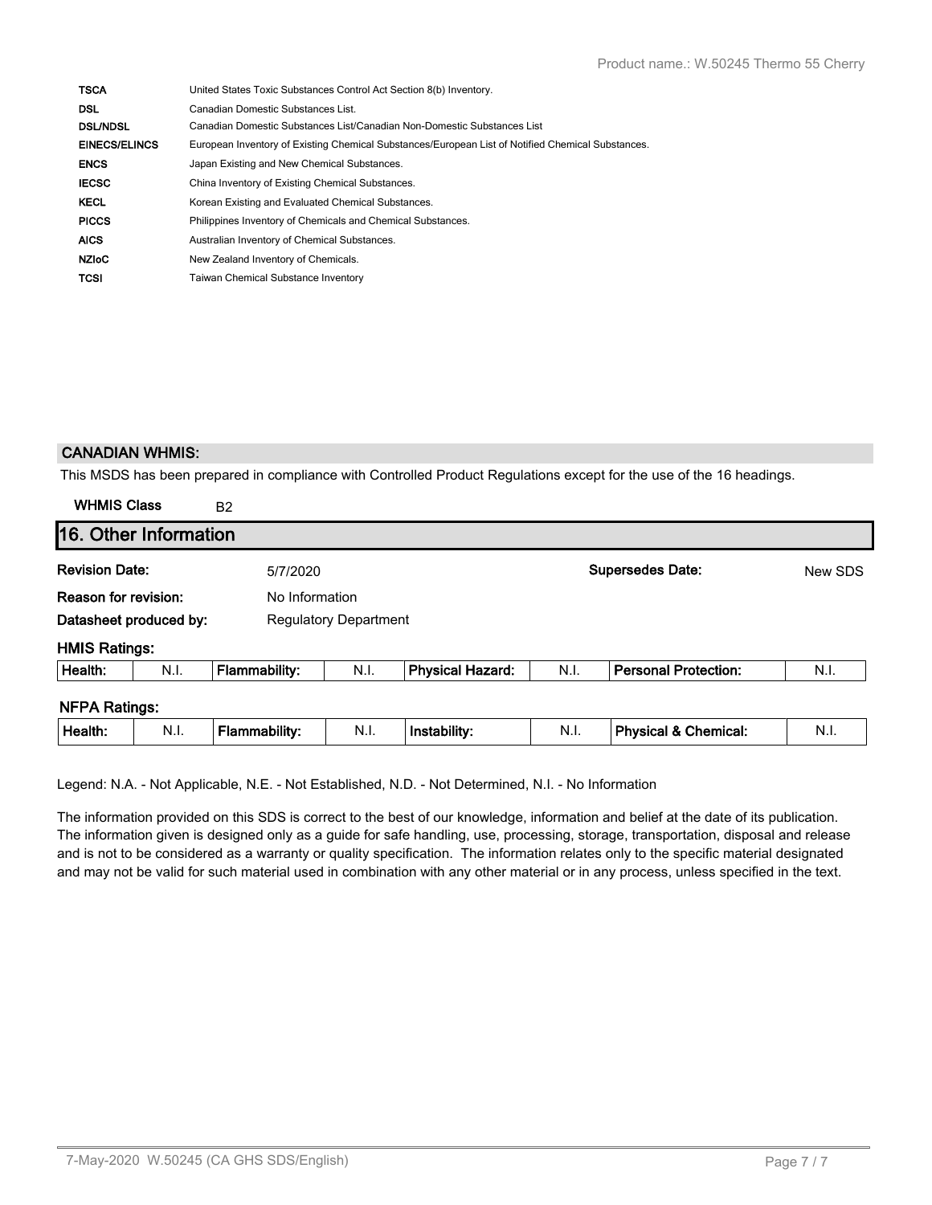| | |
|---|---|
| **TSCA** | United States Toxic Substances Control Act Section 8(b) Inventory. |
| **DSL** | Canadian Domestic Substances List. |
| **DSL/NDSL** | Canadian Domestic Substances List/Canadian Non-Domestic Substances List |
| **EINECS/ELINCS** | European Inventory of Existing Chemical Substances/European List of Notified Chemical Substances. |
| **ENCS** | Japan Existing and New Chemical Substances. |
| **IECSC** | China Inventory of Existing Chemical Substances. |
| **KECL** | Korean Existing and Evaluated Chemical Substances. |
| **PICCS** | Philippines Inventory of Chemicals and Chemical Substances. |
| **AICS** | Australian Inventory of Chemical Substances. |
| **NZIoC** | New Zealand Inventory of Chemicals. |
| **TCSI** | Taiwan Chemical Substance Inventory |

**CANADIAN WHMIS:**

This MSDS has been prepared in compliance with Controlled Product Regulations except for the use of the 16 headings.

**WHMIS Class** B2

## 16. Other Information

**Revision Date:** 5/7/2020 **Supersedes Date:** New SDS

**Reason for revision:** No Information

**Datasheet produced by:** Regulatory Department

**HMIS Ratings:**

| | | | | | | | |
|---|---|---|---|---|---|---|---|
| **Health:** | N.I. | **Flammability:** | N.I. | **Physical Hazard:** | N.I. | **Personal Protection:** | N.I. |

**NFPA Ratings:**

| | | | | | | | |
|---|---|---|---|---|---|---|---|
| **Health:** | N.I. | **Flammability:** | N.I. | **Instability:** | N.I. | **Physical & Chemical:** | N.I. |

Legend: N.A. - Not Applicable, N.E. - Not Established, N.D. - Not Determined, N.I. - No Information

The information provided on this SDS is correct to the best of our knowledge, information and belief at the date of its publication. The information given is designed only as a guide for safe handling, use, processing, storage, transportation, disposal and release and is not to be considered as a warranty or quality specification. The information relates only to the specific material designated and may not be valid for such material used in combination with any other material or in any process, unless specified in the text.